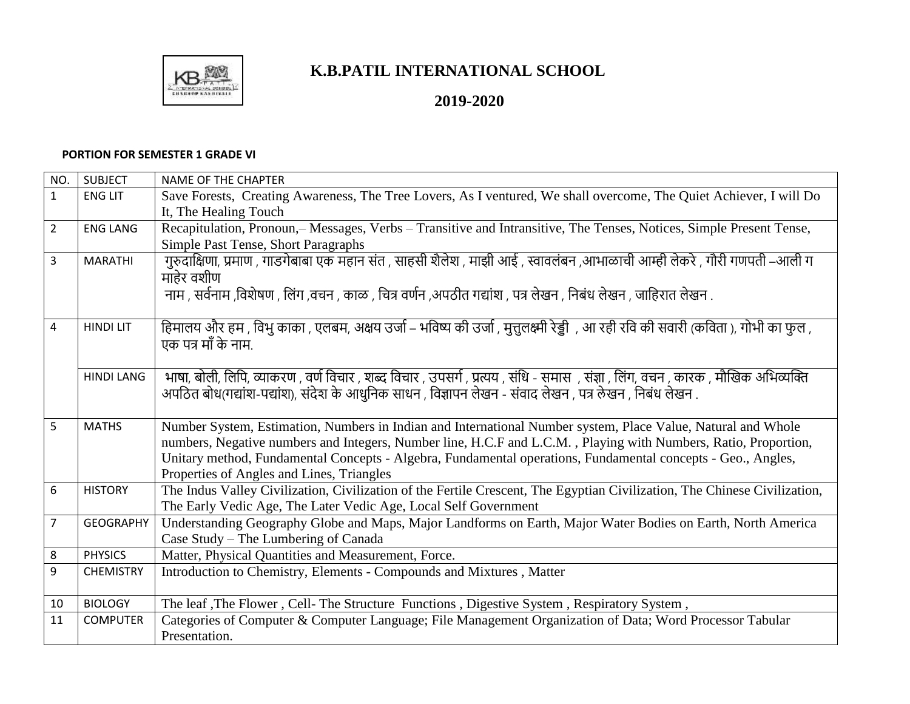# K.B.PATIL INTERNATIONAL SCHOOL

## 2019-2020

**PORTION FOR SEMESTER 1 GRADE VI**

| NO. | SUBJECT | NAME OF THE CHAPTER |
|---|---|---|
| 1 | ENG LIT | Save Forests, Creating Awareness, The Tree Lovers, As I ventured, We shall overcome, The Quiet Achiever, I will Do It, The Healing Touch |
| 2 | ENG LANG | Recapitulation, Pronoun,– Messages, Verbs – Transitive and Intransitive, The Tenses, Notices, Simple Present Tense, Simple Past Tense, Short Paragraphs |
| 3 | MARATHI | गुरुदाक्षिणा, प्रमाण , गाडगेबाबा एक महान संत , साहसी शैलेश , माझी आई , स्वावलंबन ,आभाळाची आम्ही लेकरे , गौरी गणपती –आली ग माहेर वशीण<br>नाम , सर्वनाम ,विशेषण , लिंग ,वचन , काळ , चित्र वर्णन ,अपठीत गद्यांश , पत्र लेखन , निबंध लेखन , जाहिरात लेखन . |
| 4 | HINDI LIT | हिमालय और हम , विभु काका , एलबम, अक्षय उर्जा – भविष्य की उर्जा , मुत्तुलक्ष्मी रेड्डी , आ रही रवि की सवारी (कविता ), गोभी का फुल , एक पत्र माँ के नाम. |
| | HINDI LANG | भाषा, बोली, लिपि, व्याकरण , वर्ण विचार , शब्द विचार , उपसर्ग , प्रत्यय , संधि - समास , संज्ञा , लिंग, वचन , कारक , मौखिक अभिव्यक्ति अपठित बोध(गद्यांश-पद्यांश), संदेश के आधुनिक साधन , विज्ञापन लेखन - संवाद लेखन , पत्र लेखन , निबंध लेखन . |
| 5 | MATHS | Number System, Estimation, Numbers in Indian and International Number system, Place Value, Natural and Whole numbers, Negative numbers and Integers, Number line, H.C.F and L.C.M. , Playing with Numbers, Ratio, Proportion, Unitary method, Fundamental Concepts - Algebra, Fundamental operations, Fundamental concepts - Geo., Angles, Properties of Angles and Lines, Triangles |
| 6 | HISTORY | The Indus Valley Civilization, Civilization of the Fertile Crescent, The Egyptian Civilization, The Chinese Civilization, The Early Vedic Age, The Later Vedic Age, Local Self Government |
| 7 | GEOGRAPHY | Understanding Geography Globe and Maps, Major Landforms on Earth, Major Water Bodies on Earth, North America Case Study – The Lumbering of Canada |
| 8 | PHYSICS | Matter, Physical Quantities and Measurement, Force. |
| 9 | CHEMISTRY | Introduction to Chemistry, Elements - Compounds and Mixtures , Matter |
| 10 | BIOLOGY | The leaf ,The Flower , Cell- The Structure Functions , Digestive System , Respiratory System , |
| 11 | COMPUTER | Categories of Computer & Computer Language; File Management Organization of Data; Word Processor Tabular Presentation. |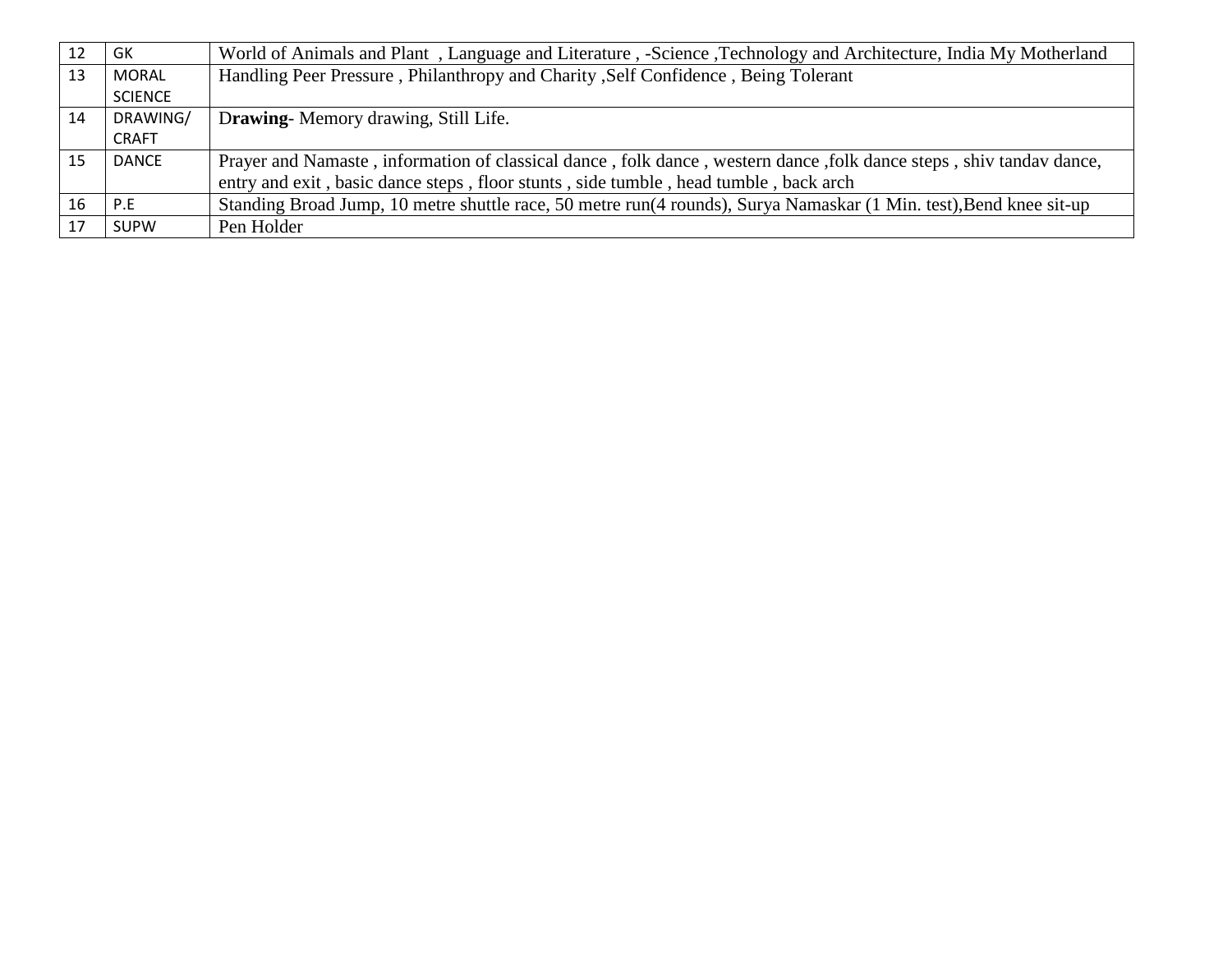| | | |
|---|---|---|
| 12 | GK | World of Animals and Plant , Language and Literature , -Science ,Technology and Architecture, India My Motherland |
| 13 | MORAL SCIENCE | Handling Peer Pressure , Philanthropy and Charity ,Self Confidence , Being Tolerant |
| 14 | DRAWING/ CRAFT | D**rawing**- Memory drawing, Still Life. |
| 15 | DANCE | Prayer and Namaste , information of classical dance , folk dance , western dance ,folk dance steps , shiv tandav dance, entry and exit , basic dance steps , floor stunts , side tumble , head tumble , back arch |
| 16 | P.E | Standing Broad Jump, 10 metre shuttle race, 50 metre run(4 rounds), Surya Namaskar (1 Min. test),Bend knee sit-up |
| 17 | SUPW | Pen Holder |